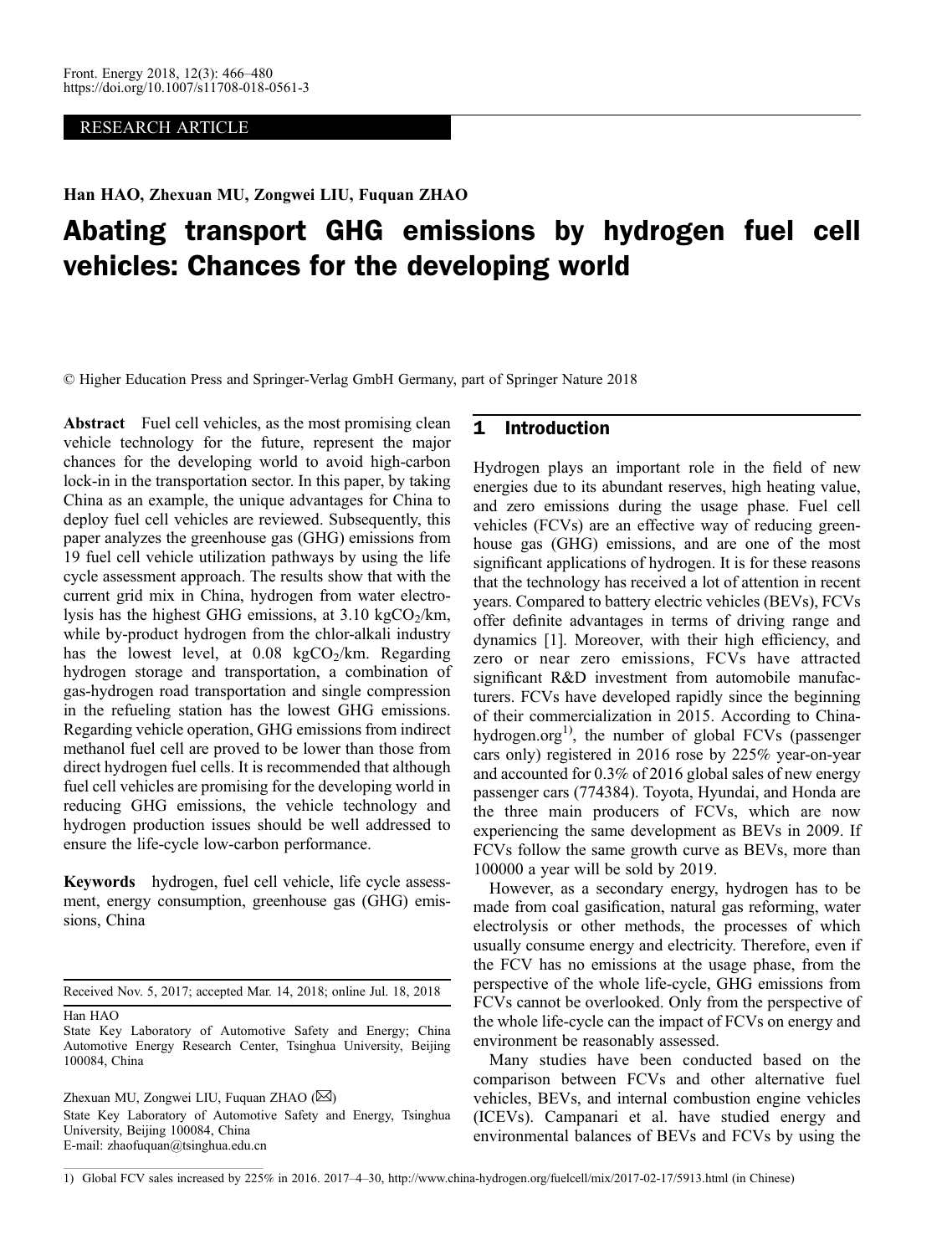RESEARCH ARTICLE

**Han HAO, Zhexuan MU, Zongwei LIU, Fuquan ZHAO**

# Abating transport GHG emissions by hydrogen fuel cell vehicles: Chances for the developing world

© Higher Education Press and Springer-Verlag GmbH Germany, part of Springer Nature 2018

**Abstract** Fuel cell vehicles, as the most promising clean vehicle technology for the future, represent the major chances for the developing world to avoid high-carbon lock-in in the transportation sector. In this paper, by taking China as an example, the unique advantages for China to deploy fuel cell vehicles are reviewed. Subsequently, this paper analyzes the greenhouse gas (GHG) emissions from 19 fuel cell vehicle utilization pathways by using the life cycle assessment approach. The results show that with the current grid mix in China, hydrogen from water electrolysis has the highest GHG emissions, at 3.10 $kgCO_2/km$, while by-product hydrogen from the chlor-alkali industry has the lowest level, at 0.08 $kgCO_2/km$. Regarding hydrogen storage and transportation, a combination of gas-hydrogen road transportation and single compression in the refueling station has the lowest GHG emissions. Regarding vehicle operation, GHG emissions from indirect methanol fuel cell are proved to be lower than those from direct hydrogen fuel cells. It is recommended that although fuel cell vehicles are promising for the developing world in reducing GHG emissions, the vehicle technology and hydrogen production issues should be well addressed to ensure the life-cycle low-carbon performance.

**Keywords** hydrogen, fuel cell vehicle, life cycle assessment, energy consumption, greenhouse gas (GHG) emissions, China

Received Nov. 5, 2017; accepted Mar. 14, 2018; online Jul. 18, 2018

Han HAO
State Key Laboratory of Automotive Safety and Energy; China Automotive Energy Research Center, Tsinghua University, Beijing 100084, China

Zhexuan MU, Zongwei LIU, Fuquan ZHAO (✉)
State Key Laboratory of Automotive Safety and Energy, Tsinghua University, Beijing 100084, China
E-mail: zhaofuquan@tsinghua.edu.cn

## 1 Introduction

Hydrogen plays an important role in the field of new energies due to its abundant reserves, high heating value, and zero emissions during the usage phase. Fuel cell vehicles (FCVs) are an effective way of reducing greenhouse gas (GHG) emissions, and are one of the most significant applications of hydrogen. It is for these reasons that the technology has received a lot of attention in recent years. Compared to battery electric vehicles (BEVs), FCVs offer definite advantages in terms of driving range and dynamics [1]. Moreover, with their high efficiency, and zero or near zero emissions, FCVs have attracted significant R&D investment from automobile manufacturers. FCVs have developed rapidly since the beginning of their commercialization in 2015. According to China-hydrogen.org[1)], the number of global FCVs (passenger cars only) registered in 2016 rose by 225% year-on-year and accounted for 0.3% of 2016 global sales of new energy passenger cars (774384). Toyota, Hyundai, and Honda are the three main producers of FCVs, which are now experiencing the same development as BEVs in 2009. If FCVs follow the same growth curve as BEVs, more than 100000 a year will be sold by 2019.

However, as a secondary energy, hydrogen has to be made from coal gasification, natural gas reforming, water electrolysis or other methods, the processes of which usually consume energy and electricity. Therefore, even if the FCV has no emissions at the usage phase, from the perspective of the whole life-cycle, GHG emissions from FCVs cannot be overlooked. Only from the perspective of the whole life-cycle can the impact of FCVs on energy and environment be reasonably assessed.

Many studies have been conducted based on the comparison between FCVs and other alternative fuel vehicles, BEVs, and internal combustion engine vehicles (ICEVs). Campanari et al. have studied energy and environmental balances of BEVs and FCVs by using the

1) Global FCV sales increased by 225% in 2016. 2017–4–30, http://www.china-hydrogen.org/fuelcell/mix/2017-02-17/5913.html (in Chinese)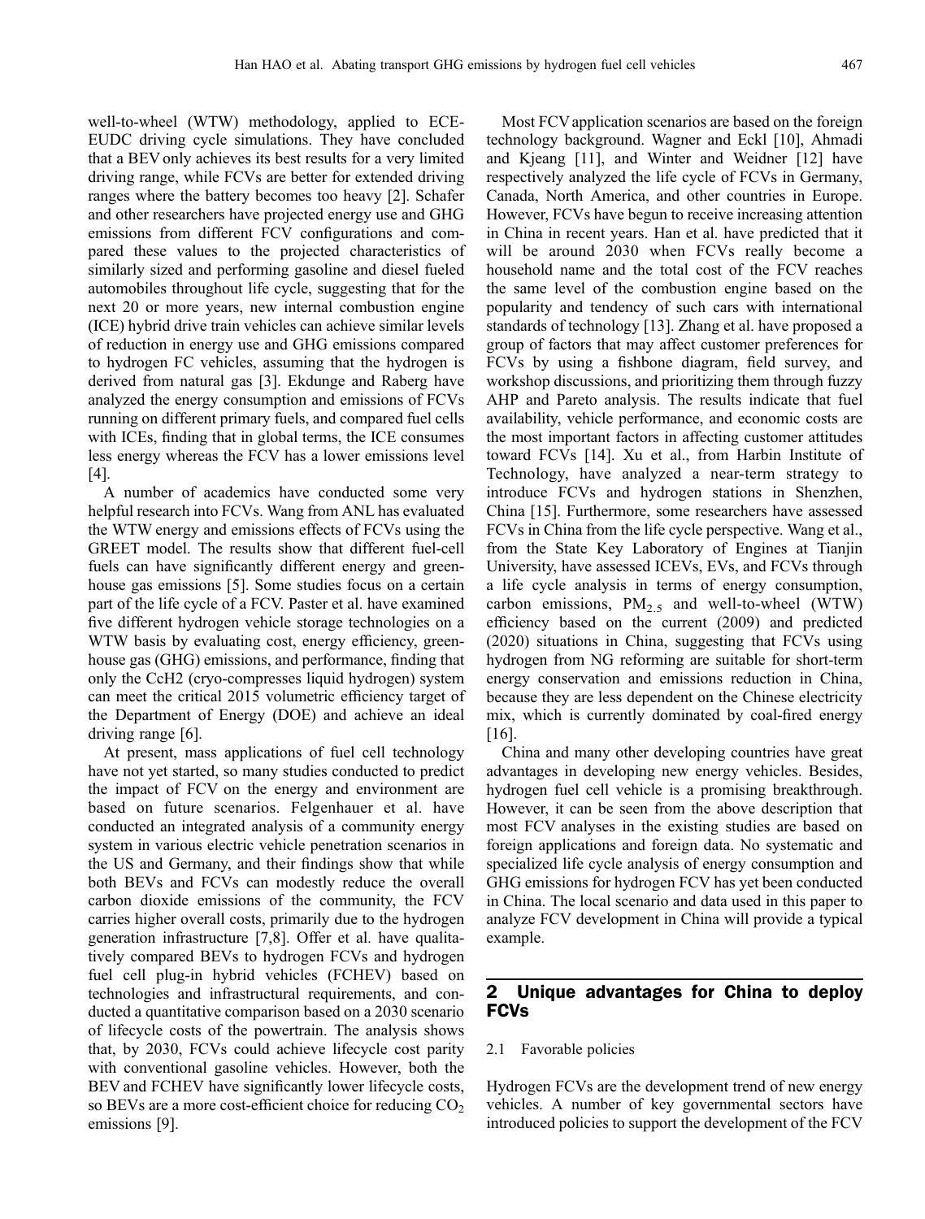well-to-wheel (WTW) methodology, applied to ECE-EUDC driving cycle simulations. They have concluded that a BEV only achieves its best results for a very limited driving range, while FCVs are better for extended driving ranges where the battery becomes too heavy [2]. Schafer and other researchers have projected energy use and GHG emissions from different FCV configurations and compared these values to the projected characteristics of similarly sized and performing gasoline and diesel fueled automobiles throughout life cycle, suggesting that for the next 20 or more years, new internal combustion engine (ICE) hybrid drive train vehicles can achieve similar levels of reduction in energy use and GHG emissions compared to hydrogen FC vehicles, assuming that the hydrogen is derived from natural gas [3]. Ekdunge and Raberg have analyzed the energy consumption and emissions of FCVs running on different primary fuels, and compared fuel cells with ICEs, finding that in global terms, the ICE consumes less energy whereas the FCV has a lower emissions level [4].

A number of academics have conducted some very helpful research into FCVs. Wang from ANL has evaluated the WTW energy and emissions effects of FCVs using the GREET model. The results show that different fuel-cell fuels can have significantly different energy and greenhouse gas emissions [5]. Some studies focus on a certain part of the life cycle of a FCV. Paster et al. have examined five different hydrogen vehicle storage technologies on a WTW basis by evaluating cost, energy efficiency, greenhouse gas (GHG) emissions, and performance, finding that only the CcH2 (cryo-compresses liquid hydrogen) system can meet the critical 2015 volumetric efficiency target of the Department of Energy (DOE) and achieve an ideal driving range [6].

At present, mass applications of fuel cell technology have not yet started, so many studies conducted to predict the impact of FCV on the energy and environment are based on future scenarios. Felgenhauer et al. have conducted an integrated analysis of a community energy system in various electric vehicle penetration scenarios in the US and Germany, and their findings show that while both BEVs and FCVs can modestly reduce the overall carbon dioxide emissions of the community, the FCV carries higher overall costs, primarily due to the hydrogen generation infrastructure [7,8]. Offer et al. have qualitatively compared BEVs to hydrogen FCVs and hydrogen fuel cell plug-in hybrid vehicles (FCHEV) based on technologies and infrastructural requirements, and conducted a quantitative comparison based on a 2030 scenario of lifecycle costs of the powertrain. The analysis shows that, by 2030, FCVs could achieve lifecycle cost parity with conventional gasoline vehicles. However, both the BEV and FCHEV have significantly lower lifecycle costs, so BEVs are a more cost-efficient choice for reducing $CO_2$ emissions [9].

Most FCV application scenarios are based on the foreign technology background. Wagner and Eckl [10], Ahmadi and Kjeang [11], and Winter and Weidner [12] have respectively analyzed the life cycle of FCVs in Germany, Canada, North America, and other countries in Europe. However, FCVs have begun to receive increasing attention in China in recent years. Han et al. have predicted that it will be around 2030 when FCVs really become a household name and the total cost of the FCV reaches the same level of the combustion engine based on the popularity and tendency of such cars with international standards of technology [13]. Zhang et al. have proposed a group of factors that may affect customer preferences for FCVs by using a fishbone diagram, field survey, and workshop discussions, and prioritizing them through fuzzy AHP and Pareto analysis. The results indicate that fuel availability, vehicle performance, and economic costs are the most important factors in affecting customer attitudes toward FCVs [14]. Xu et al., from Harbin Institute of Technology, have analyzed a near-term strategy to introduce FCVs and hydrogen stations in Shenzhen, China [15]. Furthermore, some researchers have assessed FCVs in China from the life cycle perspective. Wang et al., from the State Key Laboratory of Engines at Tianjin University, have assessed ICEVs, EVs, and FCVs through a life cycle analysis in terms of energy consumption, carbon emissions, $PM_{2.5}$ and well-to-wheel (WTW) efficiency based on the current (2009) and predicted (2020) situations in China, suggesting that FCVs using hydrogen from NG reforming are suitable for short-term energy conservation and emissions reduction in China, because they are less dependent on the Chinese electricity mix, which is currently dominated by coal-fired energy [16].

China and many other developing countries have great advantages in developing new energy vehicles. Besides, hydrogen fuel cell vehicle is a promising breakthrough. However, it can be seen from the above description that most FCV analyses in the existing studies are based on foreign applications and foreign data. No systematic and specialized life cycle analysis of energy consumption and GHG emissions for hydrogen FCV has yet been conducted in China. The local scenario and data used in this paper to analyze FCV development in China will provide a typical example.

## 2 Unique advantages for China to deploy FCVs

### 2.1 Favorable policies

Hydrogen FCVs are the development trend of new energy vehicles. A number of key governmental sectors have introduced policies to support the development of the FCV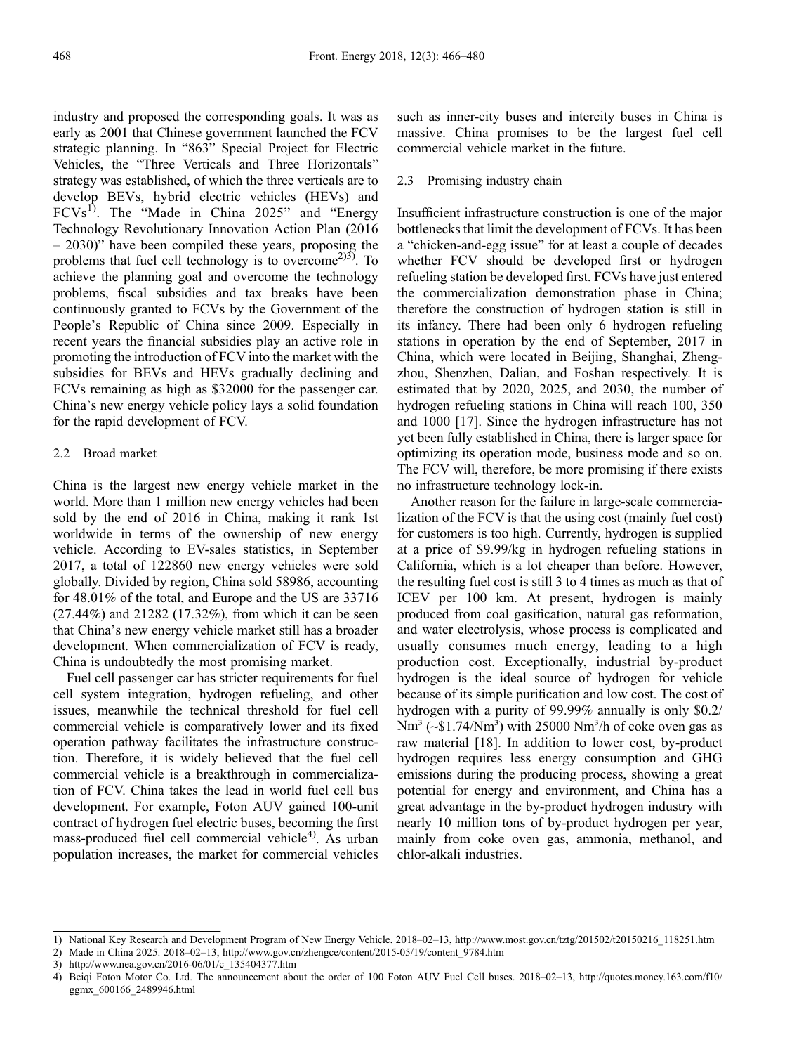industry and proposed the corresponding goals. It was as early as 2001 that Chinese government launched the FCV strategic planning. In "863" Special Project for Electric Vehicles, the "Three Verticals and Three Horizontals" strategy was established, of which the three verticals are to develop BEVs, hybrid electric vehicles (HEVs) and FCVs[1)]. The "Made in China 2025" and "Energy Technology Revolutionary Innovation Action Plan (2016 – 2030)" have been compiled these years, proposing the problems that fuel cell technology is to overcome[2)3)]. To achieve the planning goal and overcome the technology problems, fiscal subsidies and tax breaks have been continuously granted to FCVs by the Government of the People's Republic of China since 2009. Especially in recent years the financial subsidies play an active role in promoting the introduction of FCV into the market with the subsidies for BEVs and HEVs gradually declining and FCVs remaining as high as $32000 for the passenger car. China's new energy vehicle policy lays a solid foundation for the rapid development of FCV.

### 2.2 Broad market

China is the largest new energy vehicle market in the world. More than 1 million new energy vehicles had been sold by the end of 2016 in China, making it rank 1st worldwide in terms of the ownership of new energy vehicle. According to EV-sales statistics, in September 2017, a total of 122860 new energy vehicles were sold globally. Divided by region, China sold 58986, accounting for 48.01% of the total, and Europe and the US are 33716 (27.44%) and 21282 (17.32%), from which it can be seen that China's new energy vehicle market still has a broader development. When commercialization of FCV is ready, China is undoubtedly the most promising market.

Fuel cell passenger car has stricter requirements for fuel cell system integration, hydrogen refueling, and other issues, meanwhile the technical threshold for fuel cell commercial vehicle is comparatively lower and its fixed operation pathway facilitates the infrastructure construction. Therefore, it is widely believed that the fuel cell commercial vehicle is a breakthrough in commercialization of FCV. China takes the lead in world fuel cell bus development. For example, Foton AUV gained 100-unit contract of hydrogen fuel electric buses, becoming the first mass-produced fuel cell commercial vehicle[4)]. As urban population increases, the market for commercial vehicles such as inner-city buses and intercity buses in China is massive. China promises to be the largest fuel cell commercial vehicle market in the future.

### 2.3 Promising industry chain

Insufficient infrastructure construction is one of the major bottlenecks that limit the development of FCVs. It has been a "chicken-and-egg issue" for at least a couple of decades whether FCV should be developed first or hydrogen refueling station be developed first. FCVs have just entered the commercialization demonstration phase in China; therefore the construction of hydrogen station is still in its infancy. There had been only 6 hydrogen refueling stations in operation by the end of September, 2017 in China, which were located in Beijing, Shanghai, Zhengzhou, Shenzhen, Dalian, and Foshan respectively. It is estimated that by 2020, 2025, and 2030, the number of hydrogen refueling stations in China will reach 100, 350 and 1000 [17]. Since the hydrogen infrastructure has not yet been fully established in China, there is larger space for optimizing its operation mode, business mode and so on. The FCV will, therefore, be more promising if there exists no infrastructure technology lock-in.

Another reason for the failure in large-scale commercialization of the FCV is that the using cost (mainly fuel cost) for customers is too high. Currently, hydrogen is supplied at a price of $9.99/kg in hydrogen refueling stations in California, which is a lot cheaper than before. However, the resulting fuel cost is still 3 to 4 times as much as that of ICEV per 100 km. At present, hydrogen is mainly produced from coal gasification, natural gas reformation, and water electrolysis, whose process is complicated and usually consumes much energy, leading to a high production cost. Exceptionally, industrial by-product hydrogen is the ideal source of hydrogen for vehicle because of its simple purification and low cost. The cost of hydrogen with a purity of 99.99% annually is only $0.2/Nm$^3$ (~$1.74/Nm$^3$) with 25000 Nm$^3$/h of coke oven gas as raw material [18]. In addition to lower cost, by-product hydrogen requires less energy consumption and GHG emissions during the producing process, showing a great potential for energy and environment, and China has a great advantage in the by-product hydrogen industry with nearly 10 million tons of by-product hydrogen per year, mainly from coke oven gas, ammonia, methanol, and chlor-alkali industries.

---

1) National Key Research and Development Program of New Energy Vehicle. 2018–02–13, http://www.most.gov.cn/tztg/201502/t20150216_118251.htm
2) Made in China 2025. 2018–02–13, http://www.gov.cn/zhengce/content/2015-05/19/content_9784.htm
3) http://www.nea.gov.cn/2016-06/01/c_135404377.htm
4) Beiqi Foton Motor Co. Ltd. The announcement about the order of 100 Foton AUV Fuel Cell buses. 2018–02–13, http://quotes.money.163.com/f10/ggmx_600166_2489946.html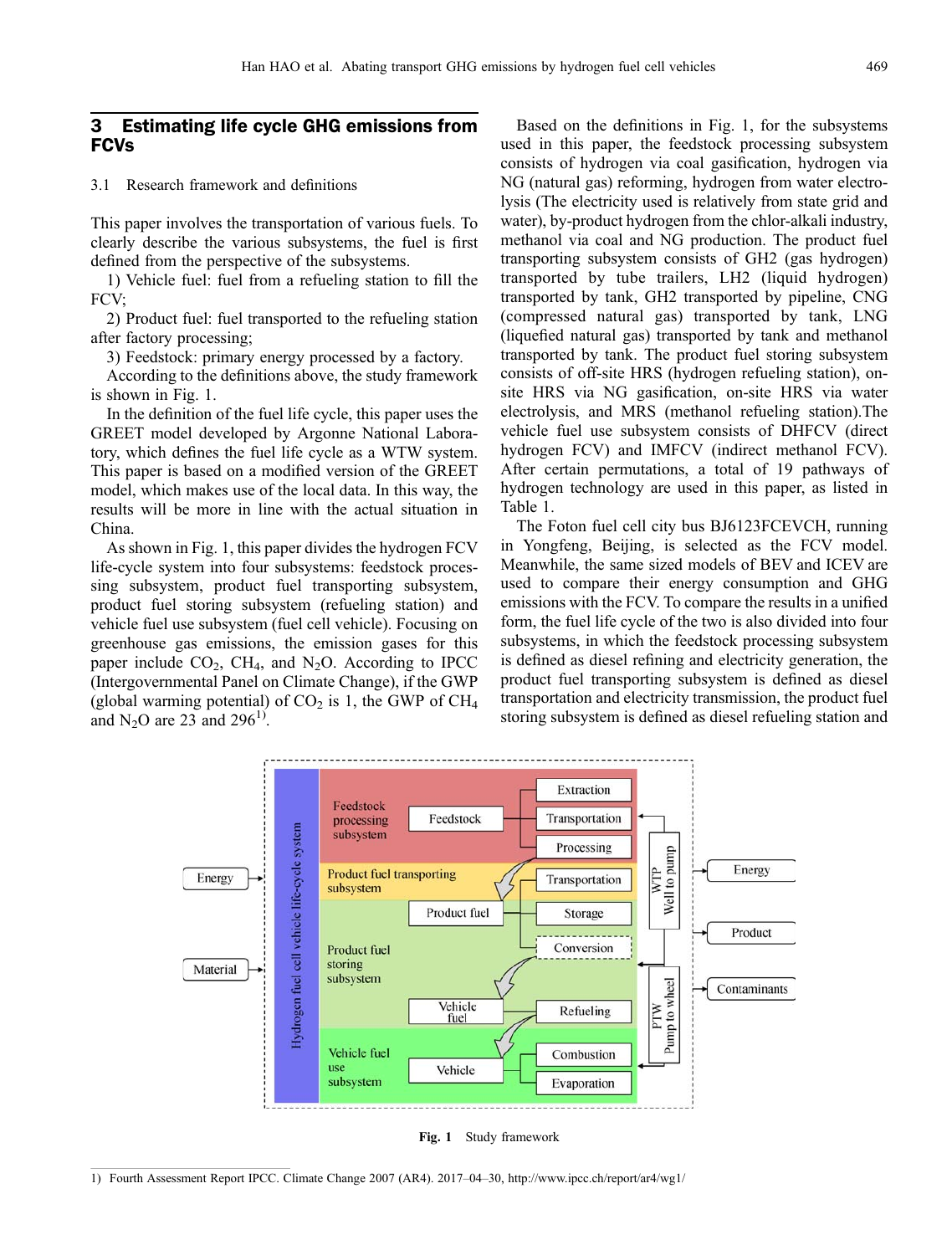## 3 Estimating life cycle GHG emissions from FCVs

### 3.1 Research framework and definitions

This paper involves the transportation of various fuels. To clearly describe the various subsystems, the fuel is first defined from the perspective of the subsystems.

1) Vehicle fuel: fuel from a refueling station to fill the FCV;

2) Product fuel: fuel transported to the refueling station after factory processing;

3) Feedstock: primary energy processed by a factory.

According to the definitions above, the study framework is shown in Fig. 1.

In the definition of the fuel life cycle, this paper uses the GREET model developed by Argonne National Laboratory, which defines the fuel life cycle as a WTW system. This paper is based on a modified version of the GREET model, which makes use of the local data. In this way, the results will be more in line with the actual situation in China.

As shown in Fig. 1, this paper divides the hydrogen FCV life-cycle system into four subsystems: feedstock processing subsystem, product fuel transporting subsystem, product fuel storing subsystem (refueling station) and vehicle fuel use subsystem (fuel cell vehicle). Focusing on greenhouse gas emissions, the emission gases for this paper include $CO_2$, $CH_4$, and $N_2O$. According to IPCC (Intergovernmental Panel on Climate Change), if the GWP (global warming potential) of $CO_2$ is 1, the GWP of $CH_4$ and $N_2O$ are 23 and 296[1].

Based on the definitions in Fig. 1, for the subsystems used in this paper, the feedstock processing subsystem consists of hydrogen via coal gasification, hydrogen via NG (natural gas) reforming, hydrogen from water electrolysis (The electricity used is relatively from state grid and water), by-product hydrogen from the chlor-alkali industry, methanol via coal and NG production. The product fuel transporting subsystem consists of GH2 (gas hydrogen) transported by tube trailers, LH2 (liquid hydrogen) transported by tank, GH2 transported by pipeline, CNG (compressed natural gas) transported by tank, LNG (liquefied natural gas) transported by tank and methanol transported by tank. The product fuel storing subsystem consists of off-site HRS (hydrogen refueling station), on-site HRS via NG gasification, on-site HRS via water electrolysis, and MRS (methanol refueling station).The vehicle fuel use subsystem consists of DHFCV (direct hydrogen FCV) and IMFCV (indirect methanol FCV). After certain permutations, a total of 19 pathways of hydrogen technology are used in this paper, as listed in Table 1.

The Foton fuel cell city bus BJ6123FCEVCH, running in Yongfeng, Beijing, is selected as the FCV model. Meanwhile, the same sized models of BEV and ICEV are used to compare their energy consumption and GHG emissions with the FCV. To compare the results in a unified form, the fuel life cycle of the two is also divided into four subsystems, in which the feedstock processing subsystem is defined as diesel refining and electricity generation, the product fuel transporting subsystem is defined as diesel transportation and electricity transmission, the product fuel storing subsystem is defined as diesel refueling station and

**Fig. 1** Study framework

1) Fourth Assessment Report IPCC. Climate Change 2007 (AR4). 2017–04–30, http://www.ipcc.ch/report/ar4/wg1/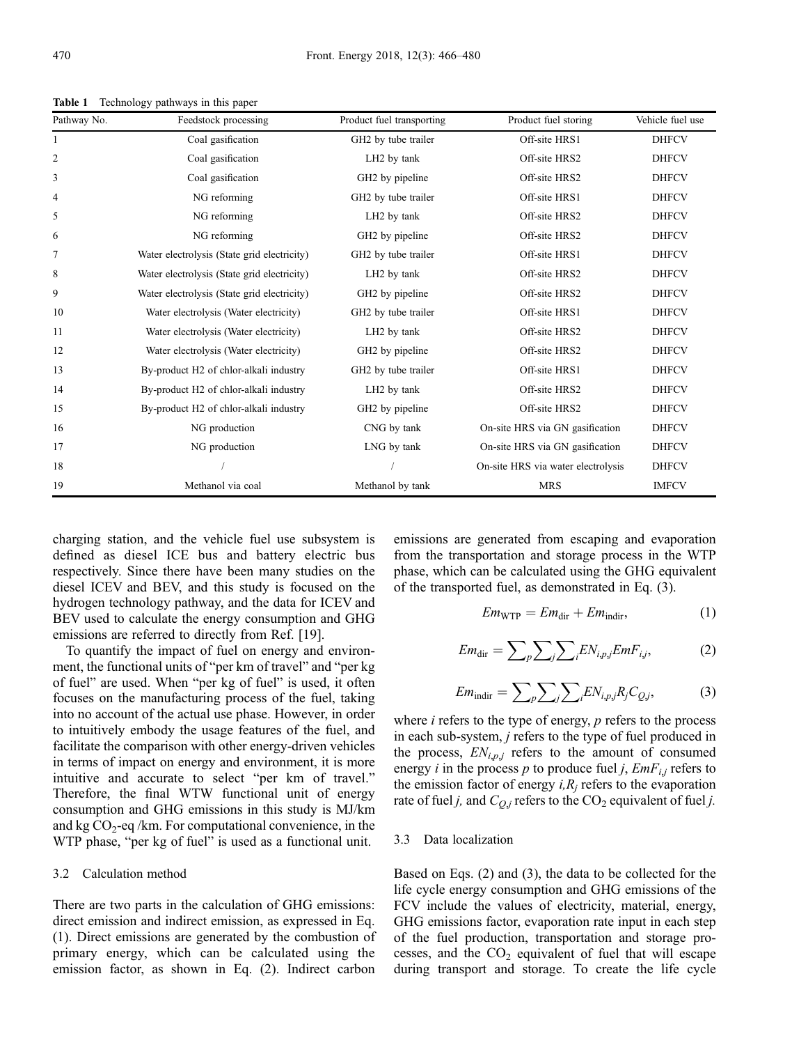**Table 1** Technology pathways in this paper

| Pathway No. | Feedstock processing | Product fuel transporting | Product fuel storing | Vehicle fuel use |
|---|---|---|---|---|
| 1 | Coal gasification | GH2 by tube trailer | Off-site HRS1 | DHFCV |
| 2 | Coal gasification | LH2 by tank | Off-site HRS2 | DHFCV |
| 3 | Coal gasification | GH2 by pipeline | Off-site HRS2 | DHFCV |
| 4 | NG reforming | GH2 by tube trailer | Off-site HRS1 | DHFCV |
| 5 | NG reforming | LH2 by tank | Off-site HRS2 | DHFCV |
| 6 | NG reforming | GH2 by pipeline | Off-site HRS2 | DHFCV |
| 7 | Water electrolysis (State grid electricity) | GH2 by tube trailer | Off-site HRS1 | DHFCV |
| 8 | Water electrolysis (State grid electricity) | LH2 by tank | Off-site HRS2 | DHFCV |
| 9 | Water electrolysis (State grid electricity) | GH2 by pipeline | Off-site HRS2 | DHFCV |
| 10 | Water electrolysis (Water electricity) | GH2 by tube trailer | Off-site HRS1 | DHFCV |
| 11 | Water electrolysis (Water electricity) | LH2 by tank | Off-site HRS2 | DHFCV |
| 12 | Water electrolysis (Water electricity) | GH2 by pipeline | Off-site HRS2 | DHFCV |
| 13 | By-product H2 of chlor-alkali industry | GH2 by tube trailer | Off-site HRS1 | DHFCV |
| 14 | By-product H2 of chlor-alkali industry | LH2 by tank | Off-site HRS2 | DHFCV |
| 15 | By-product H2 of chlor-alkali industry | GH2 by pipeline | Off-site HRS2 | DHFCV |
| 16 | NG production | CNG by tank | On-site HRS via GN gasification | DHFCV |
| 17 | NG production | LNG by tank | On-site HRS via GN gasification | DHFCV |
| 18 | / | / | On-site HRS via water electrolysis | DHFCV |
| 19 | Methanol via coal | Methanol by tank | MRS | IMFCV |

charging station, and the vehicle fuel use subsystem is defined as diesel ICE bus and battery electric bus respectively. Since there have been many studies on the diesel ICEV and BEV, and this study is focused on the hydrogen technology pathway, and the data for ICEV and BEV used to calculate the energy consumption and GHG emissions are referred to directly from Ref. [19].

To quantify the impact of fuel on energy and environment, the functional units of "per km of travel" and "per kg of fuel" are used. When "per kg of fuel" is used, it often focuses on the manufacturing process of the fuel, taking into no account of the actual use phase. However, in order to intuitively embody the usage features of the fuel, and facilitate the comparison with other energy-driven vehicles in terms of impact on energy and environment, it is more intuitive and accurate to select "per km of travel." Therefore, the final WTW functional unit of energy consumption and GHG emissions in this study is MJ/km and kg $CO_2$-eq /km. For computational convenience, in the WTP phase, "per kg of fuel" is used as a functional unit.

### 3.2 Calculation method

There are two parts in the calculation of GHG emissions: direct emission and indirect emission, as expressed in Eq. (1). Direct emissions are generated by the combustion of primary energy, which can be calculated using the emission factor, as shown in Eq. (2). Indirect carbon emissions are generated from escaping and evaporation from the transportation and storage process in the WTP phase, which can be calculated using the GHG equivalent of the transported fuel, as demonstrated in Eq. (3).

$$Em_{\mathrm{WTP}} = Em_{\mathrm{dir}} + Em_{\mathrm{indir}}, \tag{1}$$

$$Em_{\mathrm{dir}} = \sum_{p}\sum_{j}\sum_{i} EN_{i,p,j} EmF_{i,j}, \tag{2}$$

$$Em_{\mathrm{indir}} = \sum_{p}\sum_{j}\sum_{i} EN_{i,p,j} R_j C_{Q,j}, \tag{3}$$

where $i$ refers to the type of energy, $p$ refers to the process in each sub-system, $j$ refers to the type of fuel produced in the process, $EN_{i,p,j}$ refers to the amount of consumed energy $i$ in the process $p$ to produce fuel $j$, $EmF_{i,j}$ refers to the emission factor of energy $i,R_j$ refers to the evaporation rate of fuel $j$, and $C_{Q,j}$ refers to the $CO_2$ equivalent of fuel $j$.

### 3.3 Data localization

Based on Eqs. (2) and (3), the data to be collected for the life cycle energy consumption and GHG emissions of the FCV include the values of electricity, material, energy, GHG emissions factor, evaporation rate input in each step of the fuel production, transportation and storage processes, and the $CO_2$ equivalent of fuel that will escape during transport and storage. To create the life cycle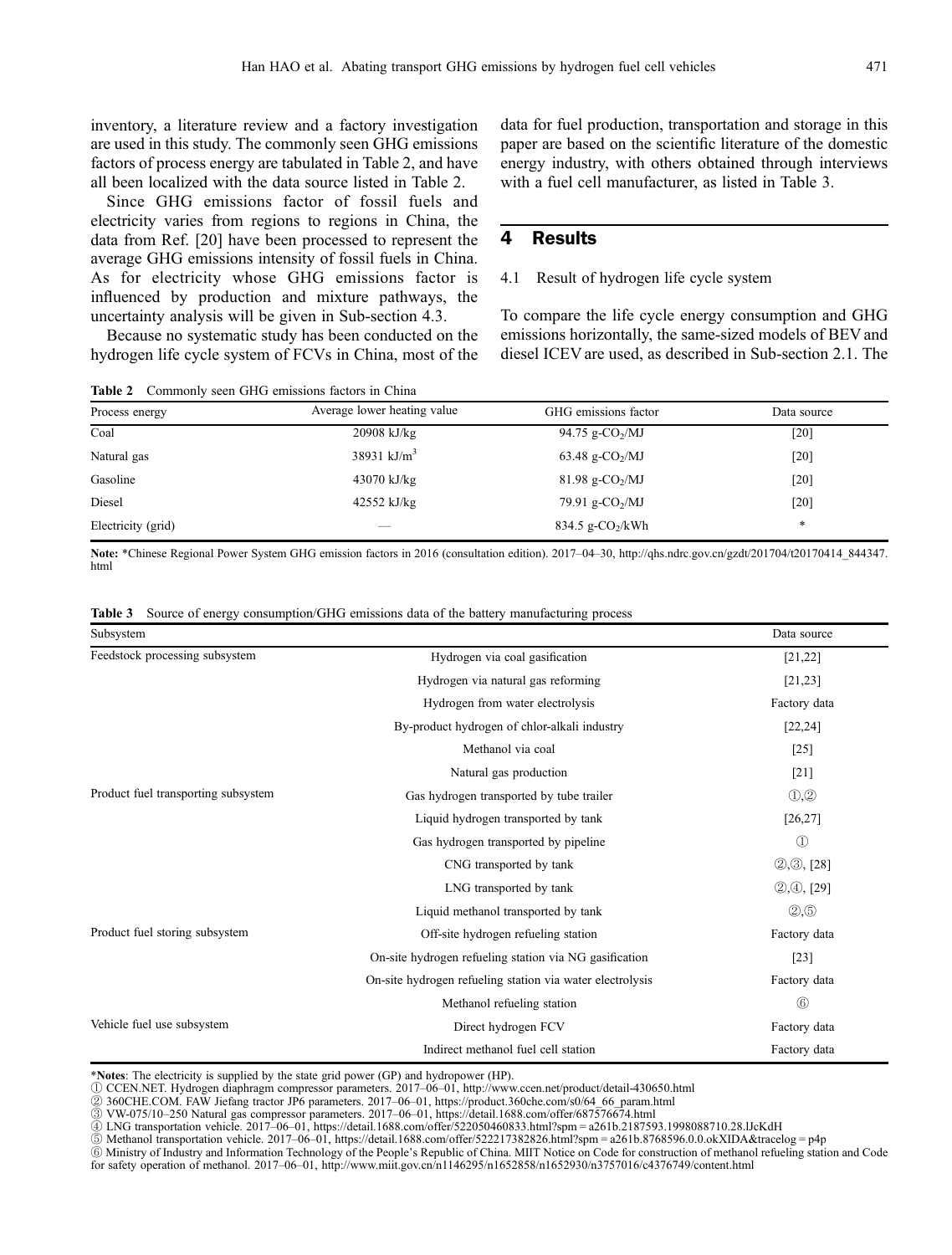inventory, a literature review and a factory investigation are used in this study. The commonly seen GHG emissions factors of process energy are tabulated in Table 2, and have all been localized with the data source listed in Table 2.

Since GHG emissions factor of fossil fuels and electricity varies from regions to regions in China, the data from Ref. [20] have been processed to represent the average GHG emissions intensity of fossil fuels in China. As for electricity whose GHG emissions factor is influenced by production and mixture pathways, the uncertainty analysis will be given in Sub-section 4.3.

Because no systematic study has been conducted on the hydrogen life cycle system of FCVs in China, most of the data for fuel production, transportation and storage in this paper are based on the scientific literature of the domestic energy industry, with others obtained through interviews with a fuel cell manufacturer, as listed in Table 3.

## 4 Results

### 4.1 Result of hydrogen life cycle system

To compare the life cycle energy consumption and GHG emissions horizontally, the same-sized models of BEV and diesel ICEV are used, as described in Sub-section 2.1. The

**Table 2** Commonly seen GHG emissions factors in China

| Process energy | Average lower heating value | GHG emissions factor | Data source |
|---|---|---|---|
| Coal | 20908 kJ/kg | 94.75 g-$CO_2$/MJ | [20] |
| Natural gas | 38931 kJ/$m^3$ | 63.48 g-$CO_2$/MJ | [20] |
| Gasoline | 43070 kJ/kg | 81.98 g-$CO_2$/MJ | [20] |
| Diesel | 42552 kJ/kg | 79.91 g-$CO_2$/MJ | [20] |
| Electricity (grid) | — | 834.5 g-$CO_2$/kWh | * |

**Note:** *Chinese Regional Power System GHG emission factors in 2016 (consultation edition). 2017–04–30, http://qhs.ndrc.gov.cn/gzdt/201704/t20170414_844347.html

**Table 3** Source of energy consumption/GHG emissions data of the battery manufacturing process

| Subsystem | | Data source |
|---|---|---|
| Feedstock processing subsystem | Hydrogen via coal gasification | [21,22] |
| | Hydrogen via natural gas reforming | [21,23] |
| | Hydrogen from water electrolysis | Factory data |
| | By-product hydrogen of chlor-alkali industry | [22,24] |
| | Methanol via coal | [25] |
| | Natural gas production | [21] |
| Product fuel transporting subsystem | Gas hydrogen transported by tube trailer | ①,② |
| | Liquid hydrogen transported by tank | [26,27] |
| | Gas hydrogen transported by pipeline | ① |
| | CNG transported by tank | ②,③, [28] |
| | LNG transported by tank | ②,④, [29] |
| | Liquid methanol transported by tank | ②,⑤ |
| Product fuel storing subsystem | Off-site hydrogen refueling station | Factory data |
| | On-site hydrogen refueling station via NG gasification | [23] |
| | On-site hydrogen refueling station via water electrolysis | Factory data |
| | Methanol refueling station | ⑥ |
| Vehicle fuel use subsystem | Direct hydrogen FCV | Factory data |
| | Indirect methanol fuel cell station | Factory data |

***Notes**: The electricity is supplied by the state grid power (GP) and hydropower (HP).
① CCEN.NET. Hydrogen diaphragm compressor parameters. 2017–06–01, http://www.ccen.net/product/detail-430650.html
② 360CHE.COM. FAW Jiefang tractor JP6 parameters. 2017–06–01, https://product.360che.com/s0/64_66_param.html
③ VW-075/10–250 Natural gas compressor parameters. 2017–06–01, https://detail.1688.com/offer/687576674.html
④ LNG transportation vehicle. 2017–06–01, https://detail.1688.com/offer/522050460833.html?spm = a261b.2187593.1998088710.28.lJcKdH
⑤ Methanol transportation vehicle. 2017–06–01, https://detail.1688.com/offer/522217382826.html?spm = a261b.8768596.0.0.okXIDA&tracelog = p4p
⑥ Ministry of Industry and Information Technology of the People's Republic of China. MIIT Notice on Code for construction of methanol refueling station and Code for safety operation of methanol. 2017–06–01, http://www.miit.gov.cn/n1146295/n1652858/n1652930/n3757016/c4376749/content.html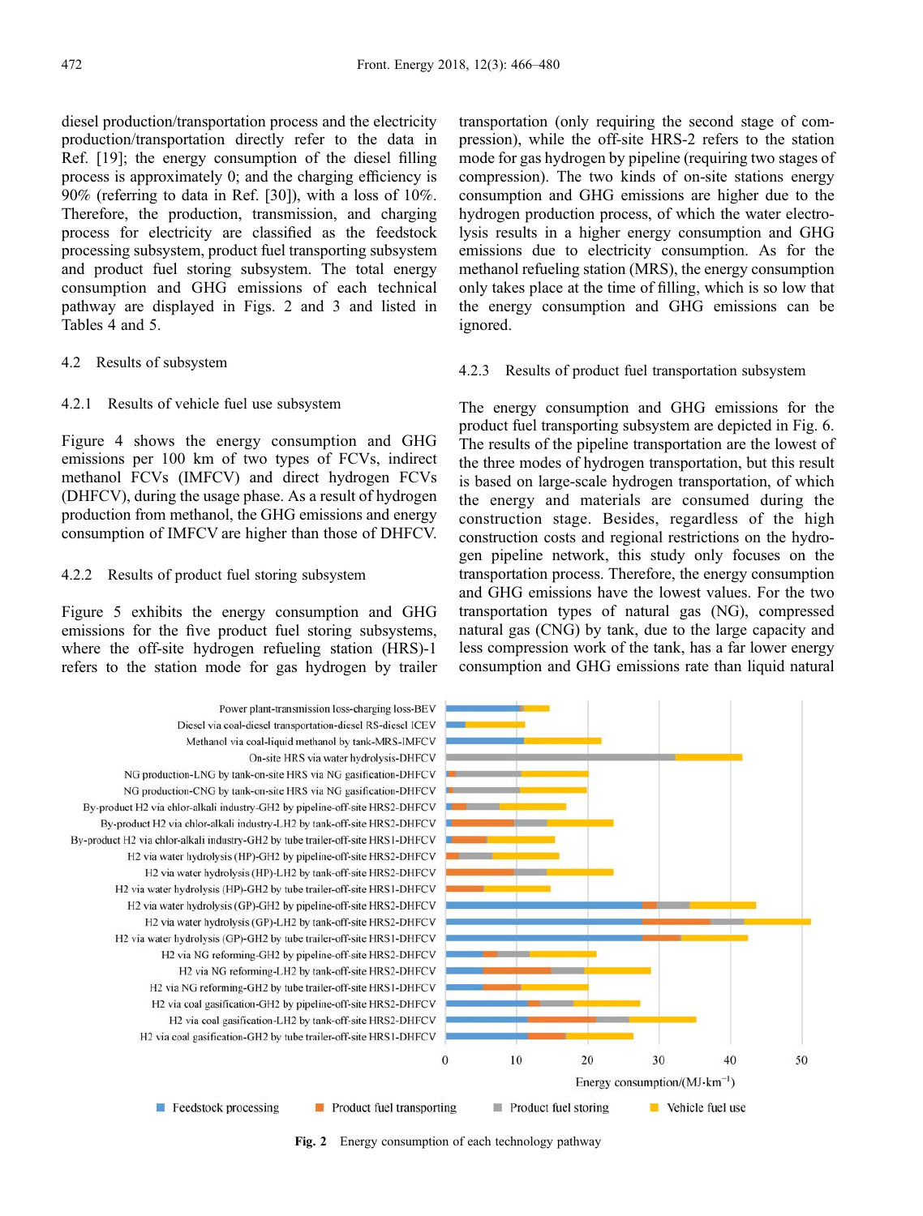diesel production/transportation process and the electricity production/transportation directly refer to the data in Ref. [19]; the energy consumption of the diesel filling process is approximately 0; and the charging efficiency is 90% (referring to data in Ref. [30]), with a loss of 10%. Therefore, the production, transmission, and charging process for electricity are classified as the feedstock processing subsystem, product fuel transporting subsystem and product fuel storing subsystem. The total energy consumption and GHG emissions of each technical pathway are displayed in Figs. 2 and 3 and listed in Tables 4 and 5.

## 4.2 Results of subsystem

### 4.2.1 Results of vehicle fuel use subsystem

Figure 4 shows the energy consumption and GHG emissions per 100 km of two types of FCVs, indirect methanol FCVs (IMFCV) and direct hydrogen FCVs (DHFCV), during the usage phase. As a result of hydrogen production from methanol, the GHG emissions and energy consumption of IMFCV are higher than those of DHFCV.

### 4.2.2 Results of product fuel storing subsystem

Figure 5 exhibits the energy consumption and GHG emissions for the five product fuel storing subsystems, where the off-site hydrogen refueling station (HRS)-1 refers to the station mode for gas hydrogen by trailer transportation (only requiring the second stage of compression), while the off-site HRS-2 refers to the station mode for gas hydrogen by pipeline (requiring two stages of compression). The two kinds of on-site stations energy consumption and GHG emissions are higher due to the hydrogen production process, of which the water electrolysis results in a higher energy consumption and GHG emissions due to electricity consumption. As for the methanol refueling station (MRS), the energy consumption only takes place at the time of filling, which is so low that the energy consumption and GHG emissions can be ignored.

### 4.2.3 Results of product fuel transportation subsystem

The energy consumption and GHG emissions for the product fuel transporting subsystem are depicted in Fig. 6. The results of the pipeline transportation are the lowest of the three modes of hydrogen transportation, but this result is based on large-scale hydrogen transportation, of which the energy and materials are consumed during the construction stage. Besides, regardless of the high construction costs and regional restrictions on the hydrogen pipeline network, this study only focuses on the transportation process. Therefore, the energy consumption and GHG emissions have the lowest values. For the two transportation types of natural gas (NG), compressed natural gas (CNG) by tank, due to the large capacity and less compression work of the tank, has a far lower energy consumption and GHG emissions rate than liquid natural

**Fig. 2** Energy consumption of each technology pathway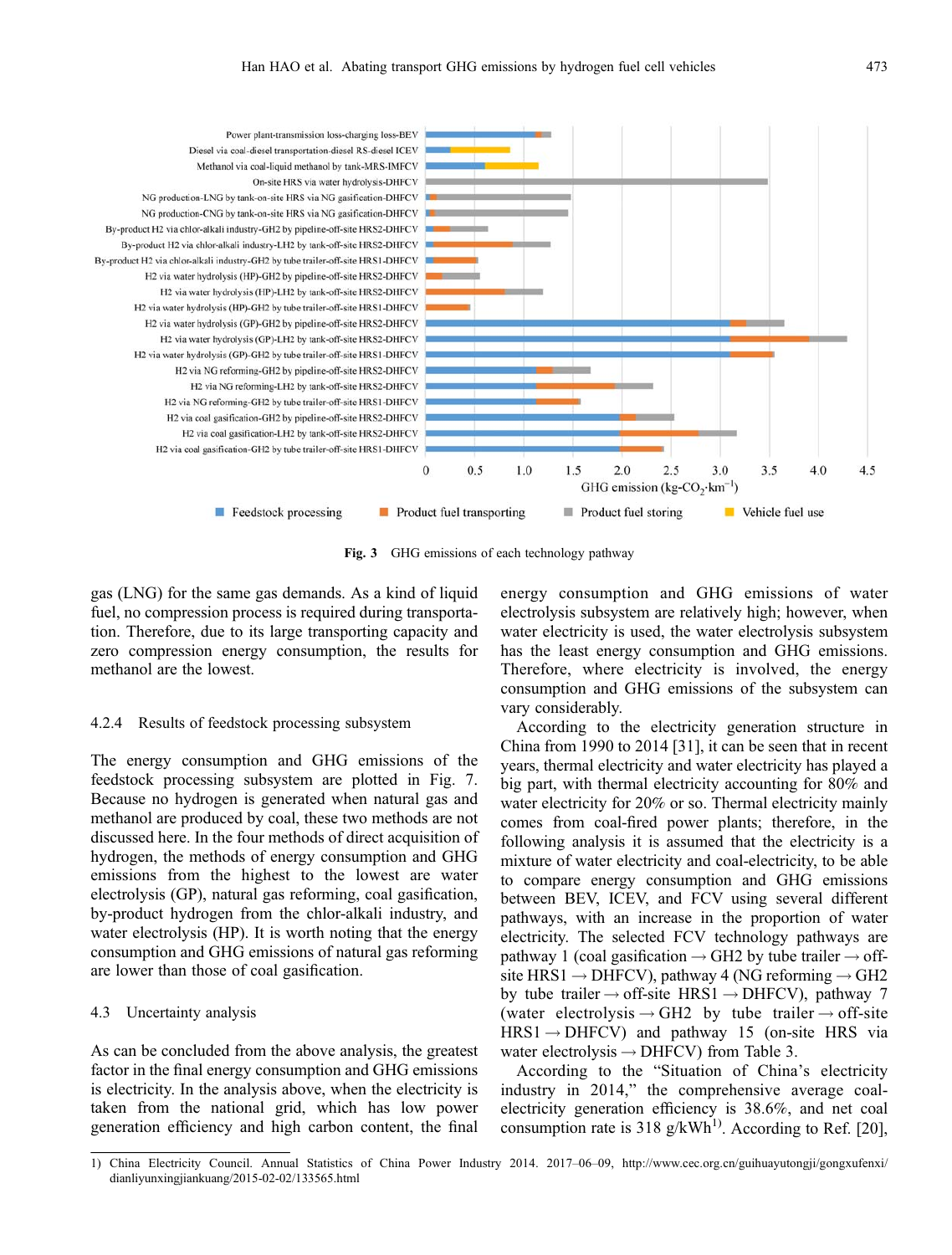Fig. 3 GHG emissions of each technology pathway

gas (LNG) for the same gas demands. As a kind of liquid fuel, no compression process is required during transportation. Therefore, due to its large transporting capacity and zero compression energy consumption, the results for methanol are the lowest.

### 4.2.4 Results of feedstock processing subsystem

The energy consumption and GHG emissions of the feedstock processing subsystem are plotted in Fig. 7. Because no hydrogen is generated when natural gas and methanol are produced by coal, these two methods are not discussed here. In the four methods of direct acquisition of hydrogen, the methods of energy consumption and GHG emissions from the highest to the lowest are water electrolysis (GP), natural gas reforming, coal gasification, by-product hydrogen from the chlor-alkali industry, and water electrolysis (HP). It is worth noting that the energy consumption and GHG emissions of natural gas reforming are lower than those of coal gasification.

## 4.3 Uncertainty analysis

As can be concluded from the above analysis, the greatest factor in the final energy consumption and GHG emissions is electricity. In the analysis above, when the electricity is taken from the national grid, which has low power generation efficiency and high carbon content, the final energy consumption and GHG emissions of water electrolysis subsystem are relatively high; however, when water electricity is used, the water electrolysis subsystem has the least energy consumption and GHG emissions. Therefore, where electricity is involved, the energy consumption and GHG emissions of the subsystem can vary considerably.

According to the electricity generation structure in China from 1990 to 2014 [31], it can be seen that in recent years, thermal electricity and water electricity has played a big part, with thermal electricity accounting for 80% and water electricity for 20% or so. Thermal electricity mainly comes from coal-fired power plants; therefore, in the following analysis it is assumed that the electricity is a mixture of water electricity and coal-electricity, to be able to compare energy consumption and GHG emissions between BEV, ICEV, and FCV using several different pathways, with an increase in the proportion of water electricity. The selected FCV technology pathways are pathway 1 (coal gasification → GH2 by tube trailer → off-site HRS1 → DHFCV), pathway 4 (NG reforming → GH2 by tube trailer → off-site HRS1 → DHFCV), pathway 7 (water electrolysis → GH2 by tube trailer → off-site HRS1 → DHFCV) and pathway 15 (on-site HRS via water electrolysis → DHFCV) from Table 3.

According to the "Situation of China's electricity industry in 2014," the comprehensive average coal-electricity generation efficiency is 38.6%, and net coal consumption rate is 318 g/kWh[1]. According to Ref. [20],

1) China Electricity Council. Annual Statistics of China Power Industry 2014. 2017–06–09, http://www.cec.org.cn/guihuayutongji/gongxufenxi/dianliyunxingjiankuang/2015-02-02/133565.html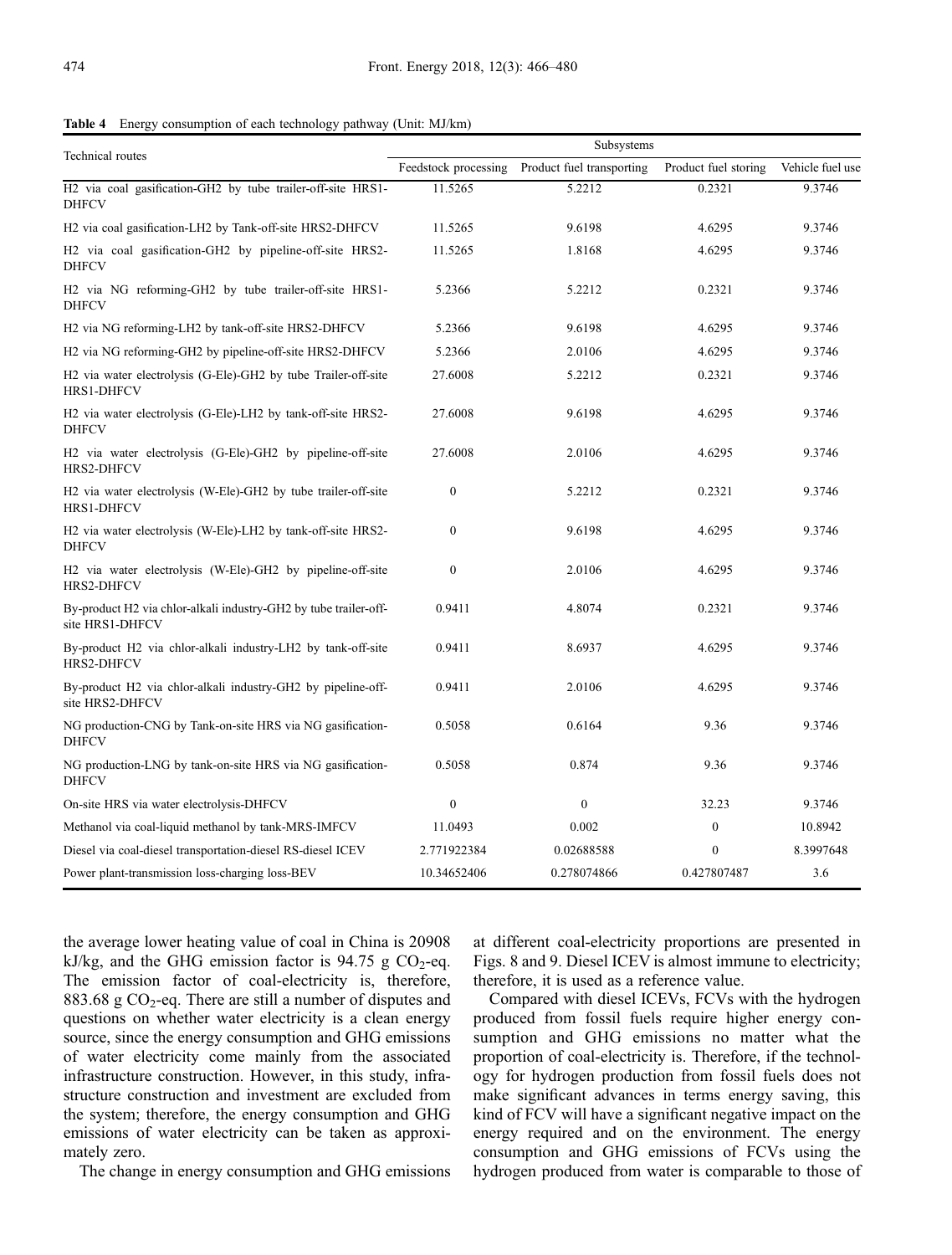**Table 4** Energy consumption of each technology pathway (Unit: MJ/km)

| Technical routes | Subsystems | | | |
|---|---|---|---|---|
| | Feedstock processing | Product fuel transporting | Product fuel storing | Vehicle fuel use |
| H2 via coal gasification-GH2 by tube trailer-off-site HRS1-DHFCV | 11.5265 | 5.2212 | 0.2321 | 9.3746 |
| H2 via coal gasification-LH2 by Tank-off-site HRS2-DHFCV | 11.5265 | 9.6198 | 4.6295 | 9.3746 |
| H2 via coal gasification-GH2 by pipeline-off-site HRS2-DHFCV | 11.5265 | 1.8168 | 4.6295 | 9.3746 |
| H2 via NG reforming-GH2 by tube trailer-off-site HRS1-DHFCV | 5.2366 | 5.2212 | 0.2321 | 9.3746 |
| H2 via NG reforming-LH2 by tank-off-site HRS2-DHFCV | 5.2366 | 9.6198 | 4.6295 | 9.3746 |
| H2 via NG reforming-GH2 by pipeline-off-site HRS2-DHFCV | 5.2366 | 2.0106 | 4.6295 | 9.3746 |
| H2 via water electrolysis (G-Ele)-GH2 by tube Trailer-off-site HRS1-DHFCV | 27.6008 | 5.2212 | 0.2321 | 9.3746 |
| H2 via water electrolysis (G-Ele)-LH2 by tank-off-site HRS2-DHFCV | 27.6008 | 9.6198 | 4.6295 | 9.3746 |
| H2 via water electrolysis (G-Ele)-GH2 by pipeline-off-site HRS2-DHFCV | 27.6008 | 2.0106 | 4.6295 | 9.3746 |
| H2 via water electrolysis (W-Ele)-GH2 by tube trailer-off-site HRS1-DHFCV | 0 | 5.2212 | 0.2321 | 9.3746 |
| H2 via water electrolysis (W-Ele)-LH2 by tank-off-site HRS2-DHFCV | 0 | 9.6198 | 4.6295 | 9.3746 |
| H2 via water electrolysis (W-Ele)-GH2 by pipeline-off-site HRS2-DHFCV | 0 | 2.0106 | 4.6295 | 9.3746 |
| By-product H2 via chlor-alkali industry-GH2 by tube trailer-off-site HRS1-DHFCV | 0.9411 | 4.8074 | 0.2321 | 9.3746 |
| By-product H2 via chlor-alkali industry-LH2 by tank-off-site HRS2-DHFCV | 0.9411 | 8.6937 | 4.6295 | 9.3746 |
| By-product H2 via chlor-alkali industry-GH2 by pipeline-off-site HRS2-DHFCV | 0.9411 | 2.0106 | 4.6295 | 9.3746 |
| NG production-CNG by Tank-on-site HRS via NG gasification-DHFCV | 0.5058 | 0.6164 | 9.36 | 9.3746 |
| NG production-LNG by tank-on-site HRS via NG gasification-DHFCV | 0.5058 | 0.874 | 9.36 | 9.3746 |
| On-site HRS via water electrolysis-DHFCV | 0 | 0 | 32.23 | 9.3746 |
| Methanol via coal-liquid methanol by tank-MRS-IMFCV | 11.0493 | 0.002 | 0 | 10.8942 |
| Diesel via coal-diesel transportation-diesel RS-diesel ICEV | 2.771922384 | 0.02688588 | 0 | 8.3997648 |
| Power plant-transmission loss-charging loss-BEV | 10.34652406 | 0.278074866 | 0.427807487 | 3.6 |

the average lower heating value of coal in China is 20908 kJ/kg, and the GHG emission factor is 94.75 g $CO_2$-eq. The emission factor of coal-electricity is, therefore, 883.68 g $CO_2$-eq. There are still a number of disputes and questions on whether water electricity is a clean energy source, since the energy consumption and GHG emissions of water electricity come mainly from the associated infrastructure construction. However, in this study, infrastructure construction and investment are excluded from the system; therefore, the energy consumption and GHG emissions of water electricity can be taken as approximately zero.

The change in energy consumption and GHG emissions at different coal-electricity proportions are presented in Figs. 8 and 9. Diesel ICEV is almost immune to electricity; therefore, it is used as a reference value.

Compared with diesel ICEVs, FCVs with the hydrogen produced from fossil fuels require higher energy consumption and GHG emissions no matter what the proportion of coal-electricity is. Therefore, if the technology for hydrogen production from fossil fuels does not make significant advances in terms energy saving, this kind of FCV will have a significant negative impact on the energy required and on the environment. The energy consumption and GHG emissions of FCVs using the hydrogen produced from water is comparable to those of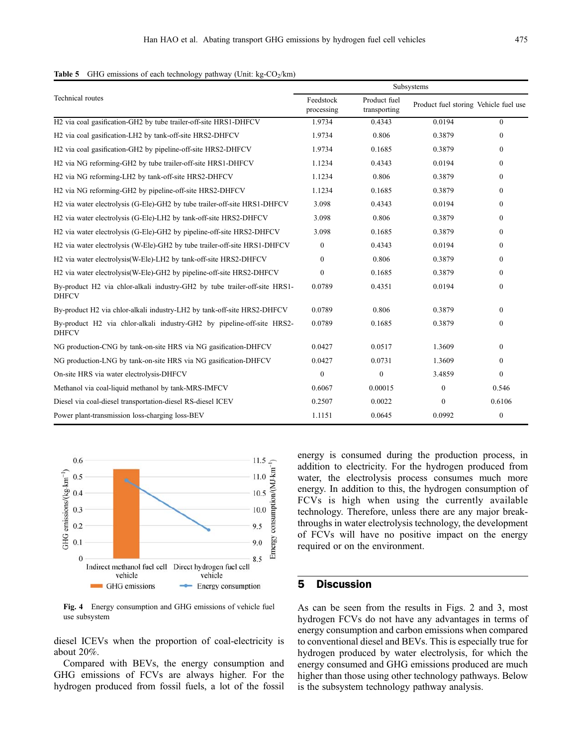**Table 5** GHG emissions of each technology pathway (Unit: kg-$CO_2$/km)

| Technical routes | Subsystems | | | |
|---|---|---|---|---|
| | Feedstock processing | Product fuel transporting | Product fuel storing | Vehicle fuel use |
| H2 via coal gasification-GH2 by tube trailer-off-site HRS1-DHFCV | 1.9734 | 0.4343 | 0.0194 | 0 |
| H2 via coal gasification-LH2 by tank-off-site HRS2-DHFCV | 1.9734 | 0.806 | 0.3879 | 0 |
| H2 via coal gasification-GH2 by pipeline-off-site HRS2-DHFCV | 1.9734 | 0.1685 | 0.3879 | 0 |
| H2 via NG reforming-GH2 by tube trailer-off-site HRS1-DHFCV | 1.1234 | 0.4343 | 0.0194 | 0 |
| H2 via NG reforming-LH2 by tank-off-site HRS2-DHFCV | 1.1234 | 0.806 | 0.3879 | 0 |
| H2 via NG reforming-GH2 by pipeline-off-site HRS2-DHFCV | 1.1234 | 0.1685 | 0.3879 | 0 |
| H2 via water electrolysis (G-Ele)-GH2 by tube trailer-off-site HRS1-DHFCV | 3.098 | 0.4343 | 0.0194 | 0 |
| H2 via water electrolysis (G-Ele)-LH2 by tank-off-site HRS2-DHFCV | 3.098 | 0.806 | 0.3879 | 0 |
| H2 via water electrolysis (G-Ele)-GH2 by pipeline-off-site HRS2-DHFCV | 3.098 | 0.1685 | 0.3879 | 0 |
| H2 via water electrolysis (W-Ele)-GH2 by tube trailer-off-site HRS1-DHFCV | 0 | 0.4343 | 0.0194 | 0 |
| H2 via water electrolysis(W-Ele)-LH2 by tank-off-site HRS2-DHFCV | 0 | 0.806 | 0.3879 | 0 |
| H2 via water electrolysis(W-Ele)-GH2 by pipeline-off-site HRS2-DHFCV | 0 | 0.1685 | 0.3879 | 0 |
| By-product H2 via chlor-alkali industry-GH2 by tube trailer-off-site HRS1-DHFCV | 0.0789 | 0.4351 | 0.0194 | 0 |
| By-product H2 via chlor-alkali industry-LH2 by tank-off-site HRS2-DHFCV | 0.0789 | 0.806 | 0.3879 | 0 |
| By-product H2 via chlor-alkali industry-GH2 by pipeline-off-site HRS2-DHFCV | 0.0789 | 0.1685 | 0.3879 | 0 |
| NG production-CNG by tank-on-site HRS via NG gasification-DHFCV | 0.0427 | 0.0517 | 1.3609 | 0 |
| NG production-LNG by tank-on-site HRS via NG gasification-DHFCV | 0.0427 | 0.0731 | 1.3609 | 0 |
| On-site HRS via water electrolysis-DHFCV | 0 | 0 | 3.4859 | 0 |
| Methanol via coal-liquid methanol by tank-MRS-IMFCV | 0.6067 | 0.00015 | 0 | 0.546 |
| Diesel via coal-diesel transportation-diesel RS-diesel ICEV | 0.2507 | 0.0022 | 0 | 0.6106 |
| Power plant-transmission loss-charging loss-BEV | 1.1151 | 0.0645 | 0.0992 | 0 |

**Fig. 4** Energy consumption and GHG emissions of vehicle fuel use subsystem

diesel ICEVs when the proportion of coal-electricity is about 20%.

Compared with BEVs, the energy consumption and GHG emissions of FCVs are always higher. For the hydrogen produced from fossil fuels, a lot of the fossil energy is consumed during the production process, in addition to electricity. For the hydrogen produced from water, the electrolysis process consumes much more energy. In addition to this, the hydrogen consumption of FCVs is high when using the currently available technology. Therefore, unless there are any major breakthroughs in water electrolysis technology, the development of FCVs will have no positive impact on the energy required or on the environment.

## 5 Discussion

As can be seen from the results in Figs. 2 and 3, most hydrogen FCVs do not have any advantages in terms of energy consumption and carbon emissions when compared to conventional diesel and BEVs. This is especially true for hydrogen produced by water electrolysis, for which the energy consumed and GHG emissions produced are much higher than those using other technology pathways. Below is the subsystem technology pathway analysis.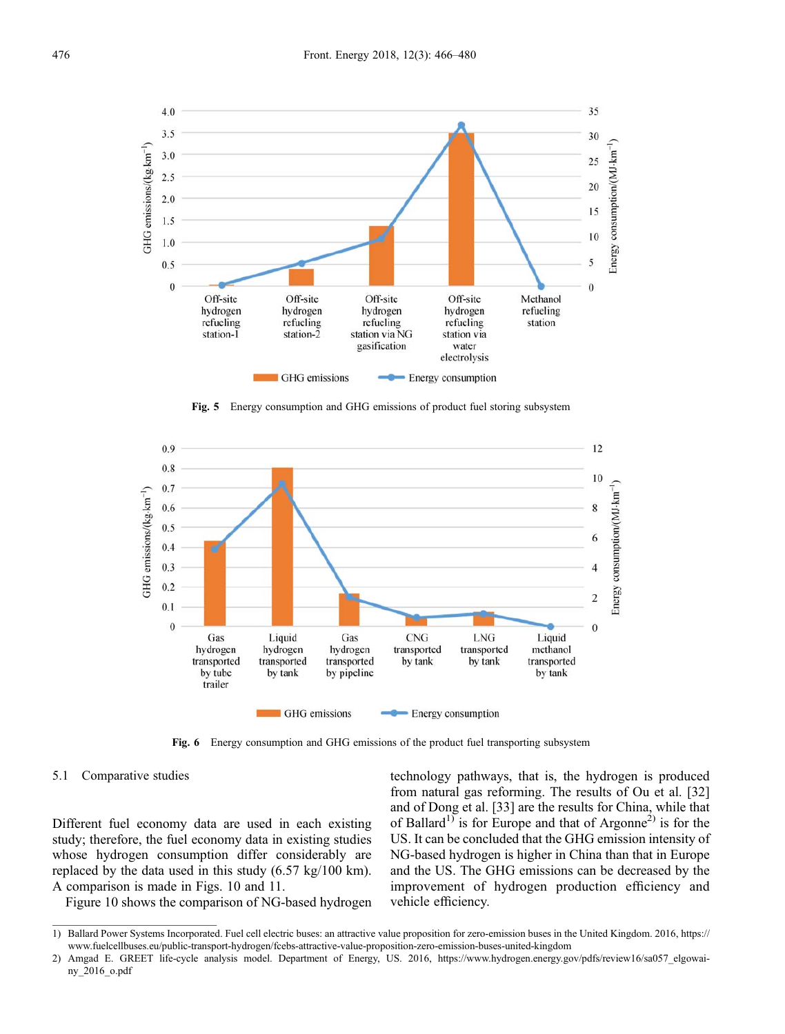Fig. 5 Energy consumption and GHG emissions of product fuel storing subsystem

Fig. 6 Energy consumption and GHG emissions of the product fuel transporting subsystem

### 5.1 Comparative studies

Different fuel economy data are used in each existing study; therefore, the fuel economy data in existing studies whose hydrogen consumption differ considerably are replaced by the data used in this study (6.57 kg/100 km). A comparison is made in Figs. 10 and 11.

Figure 10 shows the comparison of NG-based hydrogen technology pathways, that is, the hydrogen is produced from natural gas reforming. The results of Ou et al. [32] and of Dong et al. [33] are the results for China, while that of Ballard[1] is for Europe and that of Argonne[2] is for the US. It can be concluded that the GHG emission intensity of NG-based hydrogen is higher in China than that in Europe and the US. The GHG emissions can be decreased by the improvement of hydrogen production efficiency and vehicle efficiency.

---

1) Ballard Power Systems Incorporated. Fuel cell electric buses: an attractive value proposition for zero-emission buses in the United Kingdom. 2016, https://www.fuelcellbuses.eu/public-transport-hydrogen/fcebs-attractive-value-proposition-zero-emission-buses-united-kingdom

2) Amgad E. GREET life-cycle analysis model. Department of Energy, US. 2016, https://www.hydrogen.energy.gov/pdfs/review16/sa057_elgowainy_2016_o.pdf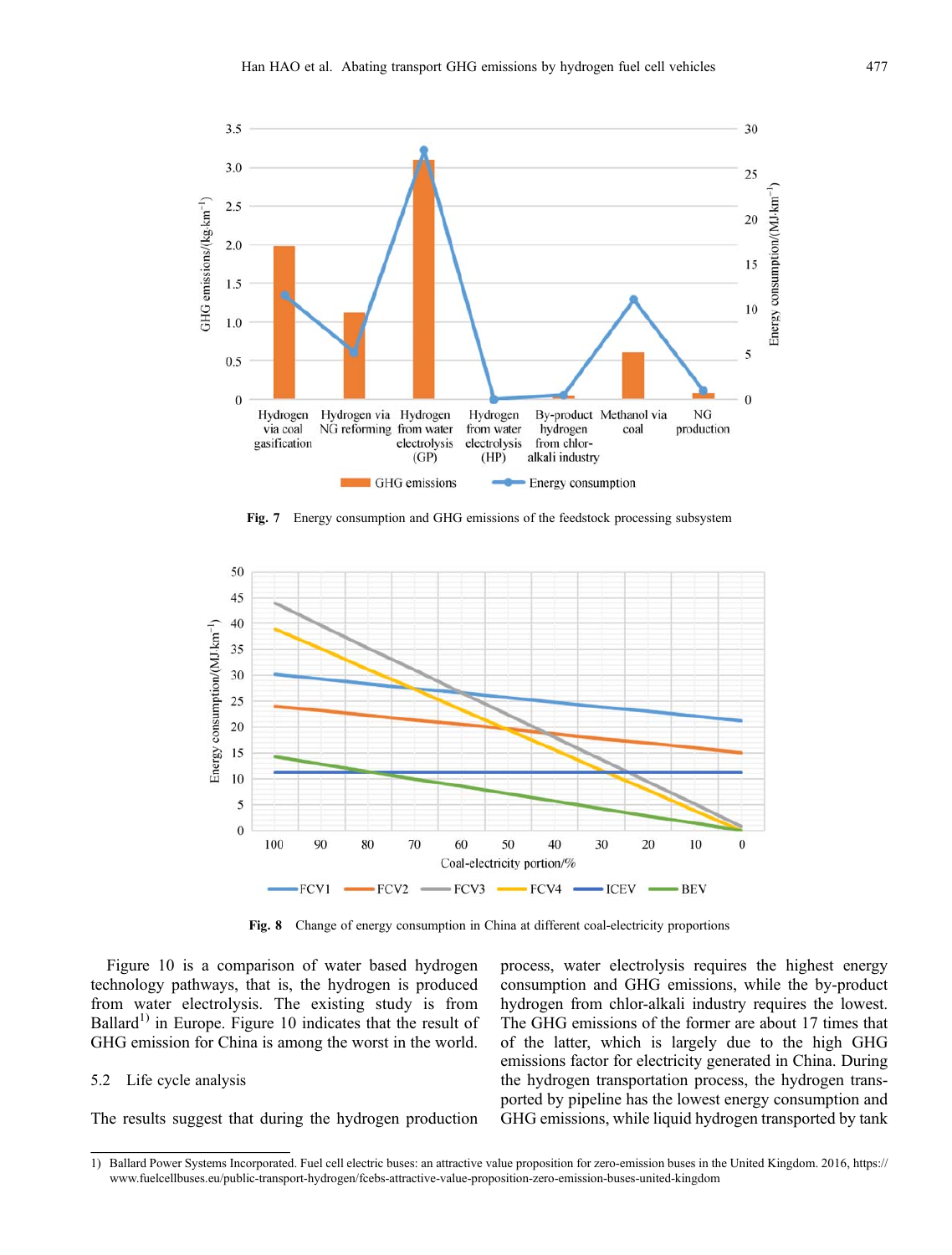Fig. 7 Energy consumption and GHG emissions of the feedstock processing subsystem

Fig. 8 Change of energy consumption in China at different coal-electricity proportions

Figure 10 is a comparison of water based hydrogen technology pathways, that is, the hydrogen is produced from water electrolysis. The existing study is from Ballard[1)] in Europe. Figure 10 indicates that the result of GHG emission for China is among the worst in the world.

### 5.2 Life cycle analysis

The results suggest that during the hydrogen production process, water electrolysis requires the highest energy consumption and GHG emissions, while the by-product hydrogen from chlor-alkali industry requires the lowest. The GHG emissions of the former are about 17 times that of the latter, which is largely due to the high GHG emissions factor for electricity generated in China. During the hydrogen transportation process, the hydrogen transported by pipeline has the lowest energy consumption and GHG emissions, while liquid hydrogen transported by tank

---

1) Ballard Power Systems Incorporated. Fuel cell electric buses: an attractive value proposition for zero-emission buses in the United Kingdom. 2016, https://www.fuelcellbuses.eu/public-transport-hydrogen/fcebs-attractive-value-proposition-zero-emission-buses-united-kingdom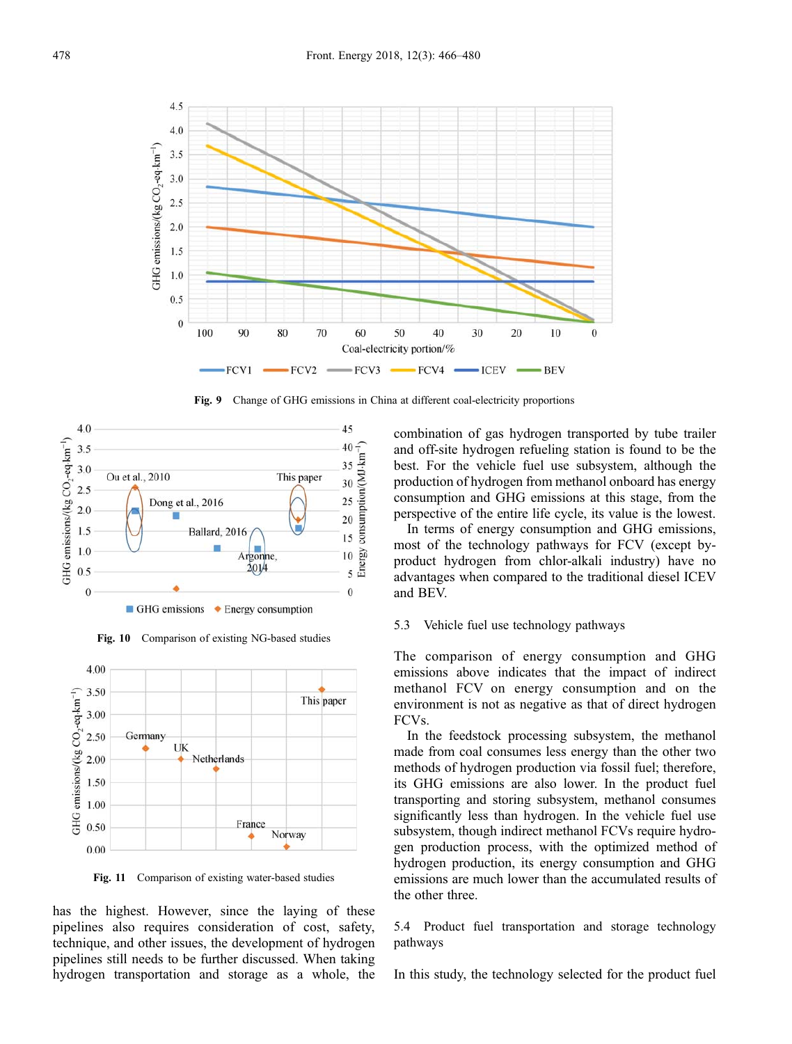Fig. 9 Change of GHG emissions in China at different coal-electricity proportions

Fig. 10 Comparison of existing NG-based studies

Fig. 11 Comparison of existing water-based studies

has the highest. However, since the laying of these pipelines also requires consideration of cost, safety, technique, and other issues, the development of hydrogen pipelines still needs to be further discussed. When taking hydrogen transportation and storage as a whole, the combination of gas hydrogen transported by tube trailer and off-site hydrogen refueling station is found to be the best. For the vehicle fuel use subsystem, although the production of hydrogen from methanol onboard has energy consumption and GHG emissions at this stage, from the perspective of the entire life cycle, its value is the lowest.

In terms of energy consumption and GHG emissions, most of the technology pathways for FCV (except by-product hydrogen from chlor-alkali industry) have no advantages when compared to the traditional diesel ICEV and BEV.

### 5.3 Vehicle fuel use technology pathways

The comparison of energy consumption and GHG emissions above indicates that the impact of indirect methanol FCV on energy consumption and on the environment is not as negative as that of direct hydrogen FCVs.

In the feedstock processing subsystem, the methanol made from coal consumes less energy than the other two methods of hydrogen production via fossil fuel; therefore, its GHG emissions are also lower. In the product fuel transporting and storing subsystem, methanol consumes significantly less than hydrogen. In the vehicle fuel use subsystem, though indirect methanol FCVs require hydrogen production process, with the optimized method of hydrogen production, its energy consumption and GHG emissions are much lower than the accumulated results of the other three.

### 5.4 Product fuel transportation and storage technology pathways

In this study, the technology selected for the product fuel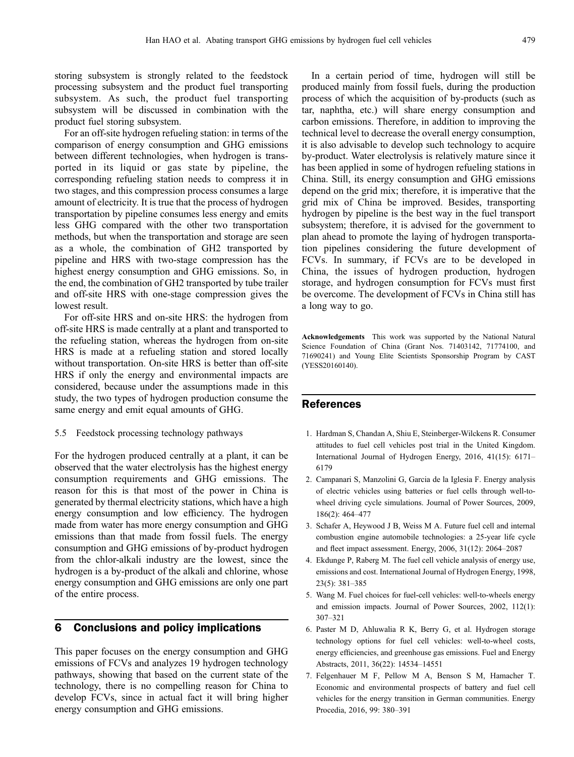storing subsystem is strongly related to the feedstock processing subsystem and the product fuel transporting subsystem. As such, the product fuel transporting subsystem will be discussed in combination with the product fuel storing subsystem.

For an off-site hydrogen refueling station: in terms of the comparison of energy consumption and GHG emissions between different technologies, when hydrogen is transported in its liquid or gas state by pipeline, the corresponding refueling station needs to compress it in two stages, and this compression process consumes a large amount of electricity. It is true that the process of hydrogen transportation by pipeline consumes less energy and emits less GHG compared with the other two transportation methods, but when the transportation and storage are seen as a whole, the combination of GH2 transported by pipeline and HRS with two-stage compression has the highest energy consumption and GHG emissions. So, in the end, the combination of GH2 transported by tube trailer and off-site HRS with one-stage compression gives the lowest result.

For off-site HRS and on-site HRS: the hydrogen from off-site HRS is made centrally at a plant and transported to the refueling station, whereas the hydrogen from on-site HRS is made at a refueling station and stored locally without transportation. On-site HRS is better than off-site HRS if only the energy and environmental impacts are considered, because under the assumptions made in this study, the two types of hydrogen production consume the same energy and emit equal amounts of GHG.

### 5.5 Feedstock processing technology pathways

For the hydrogen produced centrally at a plant, it can be observed that the water electrolysis has the highest energy consumption requirements and GHG emissions. The reason for this is that most of the power in China is generated by thermal electricity stations, which have a high energy consumption and low efficiency. The hydrogen made from water has more energy consumption and GHG emissions than that made from fossil fuels. The energy consumption and GHG emissions of by-product hydrogen from the chlor-alkali industry are the lowest, since the hydrogen is a by-product of the alkali and chlorine, whose energy consumption and GHG emissions are only one part of the entire process.

## 6 Conclusions and policy implications

This paper focuses on the energy consumption and GHG emissions of FCVs and analyzes 19 hydrogen technology pathways, showing that based on the current state of the technology, there is no compelling reason for China to develop FCVs, since in actual fact it will bring higher energy consumption and GHG emissions.

In a certain period of time, hydrogen will still be produced mainly from fossil fuels, during the production process of which the acquisition of by-products (such as tar, naphtha, etc.) will share energy consumption and carbon emissions. Therefore, in addition to improving the technical level to decrease the overall energy consumption, it is also advisable to develop such technology to acquire by-product. Water electrolysis is relatively mature since it has been applied in some of hydrogen refueling stations in China. Still, its energy consumption and GHG emissions depend on the grid mix; therefore, it is imperative that the grid mix of China be improved. Besides, transporting hydrogen by pipeline is the best way in the fuel transport subsystem; therefore, it is advised for the government to plan ahead to promote the laying of hydrogen transportation pipelines considering the future development of FCVs. In summary, if FCVs are to be developed in China, the issues of hydrogen production, hydrogen storage, and hydrogen consumption for FCVs must first be overcome. The development of FCVs in China still has a long way to go.

**Acknowledgements** This work was supported by the National Natural Science Foundation of China (Grant Nos. 71403142, 71774100, and 71690241) and Young Elite Scientists Sponsorship Program by CAST (YESS20160140).

## References

1. Hardman S, Chandan A, Shiu E, Steinberger-Wilckens R. Consumer attitudes to fuel cell vehicles post trial in the United Kingdom. International Journal of Hydrogen Energy, 2016, 41(15): 6171–6179
2. Campanari S, Manzolini G, Garcia de la Iglesia F. Energy analysis of electric vehicles using batteries or fuel cells through well-to-wheel driving cycle simulations. Journal of Power Sources, 2009, 186(2): 464–477
3. Schafer A, Heywood J B, Weiss M A. Future fuel cell and internal combustion engine automobile technologies: a 25-year life cycle and fleet impact assessment. Energy, 2006, 31(12): 2064–2087
4. Ekdunge P, Raberg M. The fuel cell vehicle analysis of energy use, emissions and cost. International Journal of Hydrogen Energy, 1998, 23(5): 381–385
5. Wang M. Fuel choices for fuel-cell vehicles: well-to-wheels energy and emission impacts. Journal of Power Sources, 2002, 112(1): 307–321
6. Paster M D, Ahluwalia R K, Berry G, et al. Hydrogen storage technology options for fuel cell vehicles: well-to-wheel costs, energy efficiencies, and greenhouse gas emissions. Fuel and Energy Abstracts, 2011, 36(22): 14534–14551
7. Felgenhauer M F, Pellow M A, Benson S M, Hamacher T. Economic and environmental prospects of battery and fuel cell vehicles for the energy transition in German communities. Energy Procedia, 2016, 99: 380–391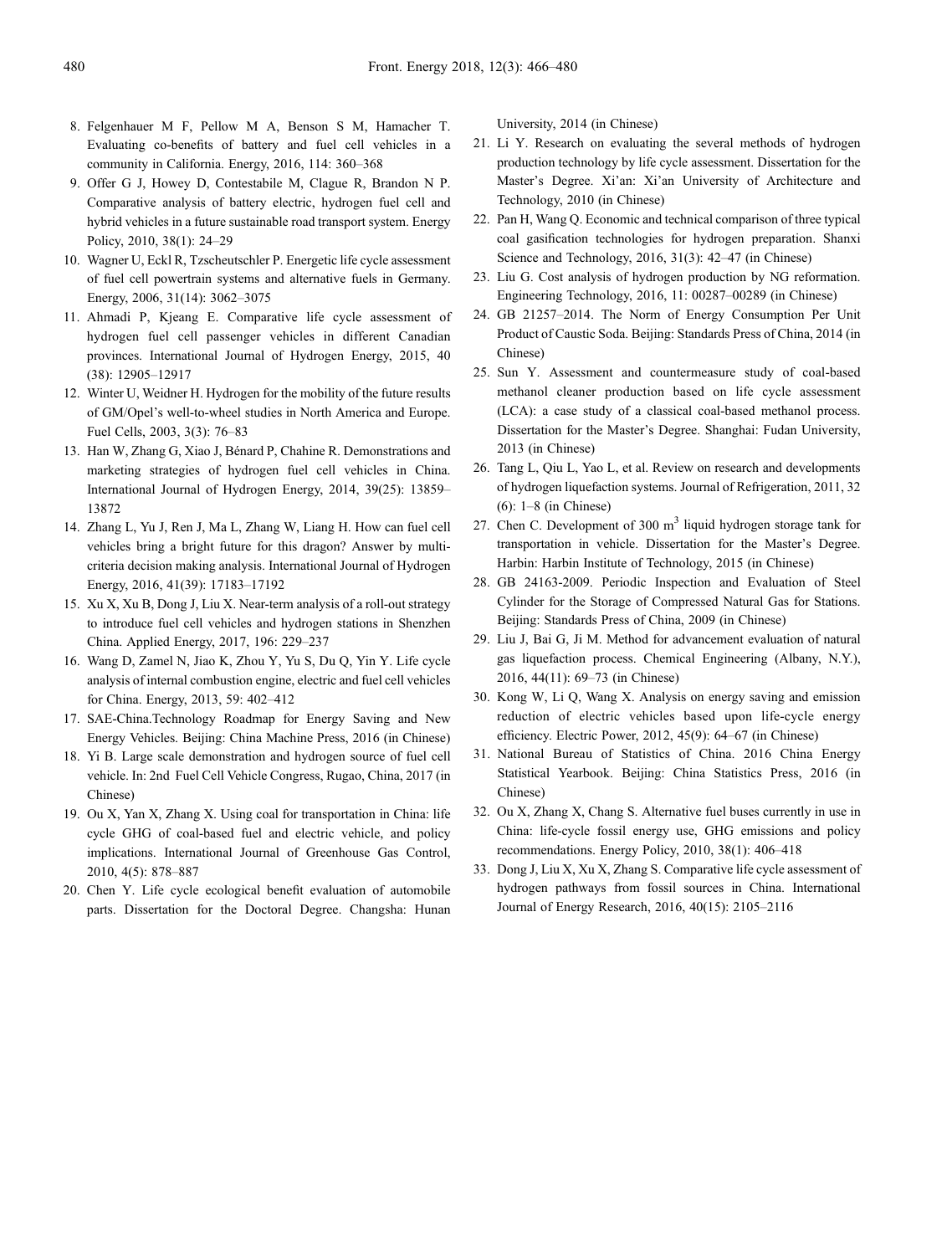8. Felgenhauer M F, Pellow M A, Benson S M, Hamacher T. Evaluating co-benefits of battery and fuel cell vehicles in a community in California. Energy, 2016, 114: 360–368
9. Offer G J, Howey D, Contestabile M, Clague R, Brandon N P. Comparative analysis of battery electric, hydrogen fuel cell and hybrid vehicles in a future sustainable road transport system. Energy Policy, 2010, 38(1): 24–29
10. Wagner U, Eckl R, Tzscheutschler P. Energetic life cycle assessment of fuel cell powertrain systems and alternative fuels in Germany. Energy, 2006, 31(14): 3062–3075
11. Ahmadi P, Kjeang E. Comparative life cycle assessment of hydrogen fuel cell passenger vehicles in different Canadian provinces. International Journal of Hydrogen Energy, 2015, 40 (38): 12905–12917
12. Winter U, Weidner H. Hydrogen for the mobility of the future results of GM/Opel's well-to-wheel studies in North America and Europe. Fuel Cells, 2003, 3(3): 76–83
13. Han W, Zhang G, Xiao J, Bénard P, Chahine R. Demonstrations and marketing strategies of hydrogen fuel cell vehicles in China. International Journal of Hydrogen Energy, 2014, 39(25): 13859–13872
14. Zhang L, Yu J, Ren J, Ma L, Zhang W, Liang H. How can fuel cell vehicles bring a bright future for this dragon? Answer by multi-criteria decision making analysis. International Journal of Hydrogen Energy, 2016, 41(39): 17183–17192
15. Xu X, Xu B, Dong J, Liu X. Near-term analysis of a roll-out strategy to introduce fuel cell vehicles and hydrogen stations in Shenzhen China. Applied Energy, 2017, 196: 229–237
16. Wang D, Zamel N, Jiao K, Zhou Y, Yu S, Du Q, Yin Y. Life cycle analysis of internal combustion engine, electric and fuel cell vehicles for China. Energy, 2013, 59: 402–412
17. SAE-China.Technology Roadmap for Energy Saving and New Energy Vehicles. Beijing: China Machine Press, 2016 (in Chinese)
18. Yi B. Large scale demonstration and hydrogen source of fuel cell vehicle. In: 2nd Fuel Cell Vehicle Congress, Rugao, China, 2017 (in Chinese)
19. Ou X, Yan X, Zhang X. Using coal for transportation in China: life cycle GHG of coal-based fuel and electric vehicle, and policy implications. International Journal of Greenhouse Gas Control, 2010, 4(5): 878–887
20. Chen Y. Life cycle ecological benefit evaluation of automobile parts. Dissertation for the Doctoral Degree. Changsha: Hunan University, 2014 (in Chinese)
21. Li Y. Research on evaluating the several methods of hydrogen production technology by life cycle assessment. Dissertation for the Master's Degree. Xi'an: Xi'an University of Architecture and Technology, 2010 (in Chinese)
22. Pan H, Wang Q. Economic and technical comparison of three typical coal gasification technologies for hydrogen preparation. Shanxi Science and Technology, 2016, 31(3): 42–47 (in Chinese)
23. Liu G. Cost analysis of hydrogen production by NG reformation. Engineering Technology, 2016, 11: 00287–00289 (in Chinese)
24. GB 21257–2014. The Norm of Energy Consumption Per Unit Product of Caustic Soda. Beijing: Standards Press of China, 2014 (in Chinese)
25. Sun Y. Assessment and countermeasure study of coal-based methanol cleaner production based on life cycle assessment (LCA): a case study of a classical coal-based methanol process. Dissertation for the Master's Degree. Shanghai: Fudan University, 2013 (in Chinese)
26. Tang L, Qiu L, Yao L, et al. Review on research and developments of hydrogen liquefaction systems. Journal of Refrigeration, 2011, 32 (6): 1–8 (in Chinese)
27. Chen C. Development of 300 $m^3$ liquid hydrogen storage tank for transportation in vehicle. Dissertation for the Master's Degree. Harbin: Harbin Institute of Technology, 2015 (in Chinese)
28. GB 24163-2009. Periodic Inspection and Evaluation of Steel Cylinder for the Storage of Compressed Natural Gas for Stations. Beijing: Standards Press of China, 2009 (in Chinese)
29. Liu J, Bai G, Ji M. Method for advancement evaluation of natural gas liquefaction process. Chemical Engineering (Albany, N.Y.), 2016, 44(11): 69–73 (in Chinese)
30. Kong W, Li Q, Wang X. Analysis on energy saving and emission reduction of electric vehicles based upon life-cycle energy efficiency. Electric Power, 2012, 45(9): 64–67 (in Chinese)
31. National Bureau of Statistics of China. 2016 China Energy Statistical Yearbook. Beijing: China Statistics Press, 2016 (in Chinese)
32. Ou X, Zhang X, Chang S. Alternative fuel buses currently in use in China: life-cycle fossil energy use, GHG emissions and policy recommendations. Energy Policy, 2010, 38(1): 406–418
33. Dong J, Liu X, Xu X, Zhang S. Comparative life cycle assessment of hydrogen pathways from fossil sources in China. International Journal of Energy Research, 2016, 40(15): 2105–2116